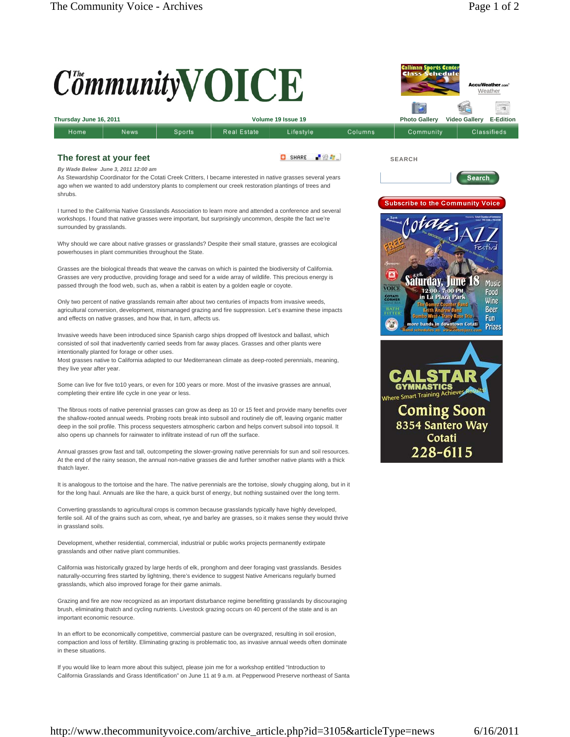# The Community VOICE

Thursday June 16, 2011 | Volume 19 Issue 19

Home | News | Sports | Real Estate | Lifestyle | Columns | Community | Classifieds

## The forest at your feet

*By Wade Belew June 3, 2011 12:00 am*

As Stewardship Coordinator for the Cotati Creek Critters, I became interested in native grasses several years ago when we wanted to add understory plants to complement our creek restoration plantings of trees and shrubs.

I turned to the California Native Grasslands Association to learn more and attended a conference and several workshops. I found that native grasses were important, but surprisingly uncommon, despite the fact we're surrounded by grasslands.

Why should we care about native grasses or grasslands? Despite their small stature, grasses are ecological powerhouses in plant communities throughout the State.

Grasses are the biological threads that weave the canvas on which is painted the biodiversity of California. Grasses are very productive, providing forage and seed for a wide array of wildlife. This precious energy is passed through the food web, such as, when a rabbit is eaten by a golden eagle or coyote.

Only two percent of native grasslands remain after about two centuries of impacts from invasive weeds, agricultural conversion, development, mismanaged grazing and fire suppression. Let's examine these impacts and effects on native grasses, and how that, in turn, affects us.

Invasive weeds have been introduced since Spanish cargo ships dropped off livestock and ballast, which consisted of soil that inadvertently carried seeds from far away places. Grasses and other plants were intentionally planted for forage or other uses.
Most grasses native to California adapted to our Mediterranean climate as deep-rooted perennials, meaning, they live year after year.

Some can live for five to10 years, or even for 100 years or more. Most of the invasive grasses are annual, completing their entire life cycle in one year or less.

The fibrous roots of native perennial grasses can grow as deep as 10 or 15 feet and provide many benefits over the shallow-rooted annual weeds. Probing roots break into subsoil and routinely die off, leaving organic matter deep in the soil profile. This process sequesters atmospheric carbon and helps convert subsoil into topsoil. It also opens up channels for rainwater to infiltrate instead of run off the surface.

Annual grasses grow fast and tall, outcompeting the slower-growing native perennials for sun and soil resources. At the end of the rainy season, the annual non-native grasses die and further smother native plants with a thick thatch layer.

It is analogous to the tortoise and the hare. The native perennials are the tortoise, slowly chugging along, but in it for the long haul. Annuals are like the hare, a quick burst of energy, but nothing sustained over the long term.

Converting grasslands to agricultural crops is common because grasslands typically have highly developed, fertile soil. All of the grains such as corn, wheat, rye and barley are grasses, so it makes sense they would thrive in grassland soils.

Development, whether residential, commercial, industrial or public works projects permanently extirpate grasslands and other native plant communities.

California was historically grazed by large herds of elk, pronghorn and deer foraging vast grasslands. Besides naturally-occurring fires started by lightning, there's evidence to suggest Native Americans regularly burned grasslands, which also improved forage for their game animals.

Grazing and fire are now recognized as an important disturbance regime benefitting grasslands by discouraging brush, eliminating thatch and cycling nutrients. Livestock grazing occurs on 40 percent of the state and is an important economic resource.

In an effort to be economically competitive, commercial pasture can be overgrazed, resulting in soil erosion, compaction and loss of fertility. Eliminating grazing is problematic too, as invasive annual weeds often dominate in these situations.

If you would like to learn more about this subject, please join me for a workshop entitled "Introduction to California Grasslands and Grass Identification" on June 11 at 9 a.m. at Pepperwood Preserve northeast of Santa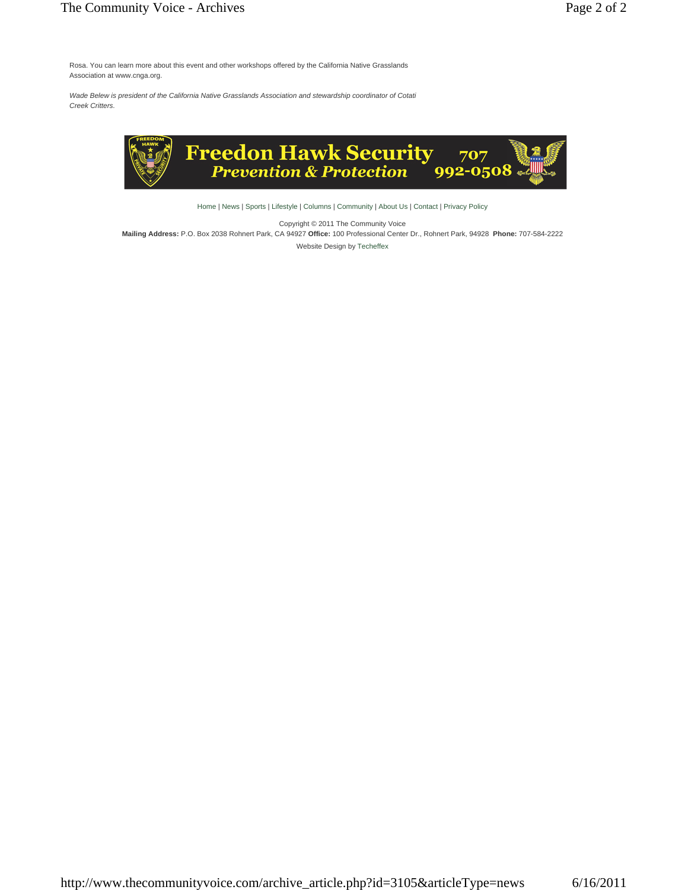Rosa. You can learn more about this event and other workshops offered by the California Native Grasslands Association at www.cnga.org.

*Wade Belew is president of the California Native Grasslands Association and stewardship coordinator of Cotati Creek Critters.*

Freedon Hawk Security
Prevention & Protection
707
992-0508

Home | News | Sports | Lifestyle | Columns | Community | About Us | Contact | Privacy Policy

Copyright © 2011 The Community Voice
**Mailing Address:** P.O. Box 2038 Rohnert Park, CA 94927 **Office:** 100 Professional Center Dr., Rohnert Park, 94928 **Phone:** 707-584-2222
Website Design by Techeffex